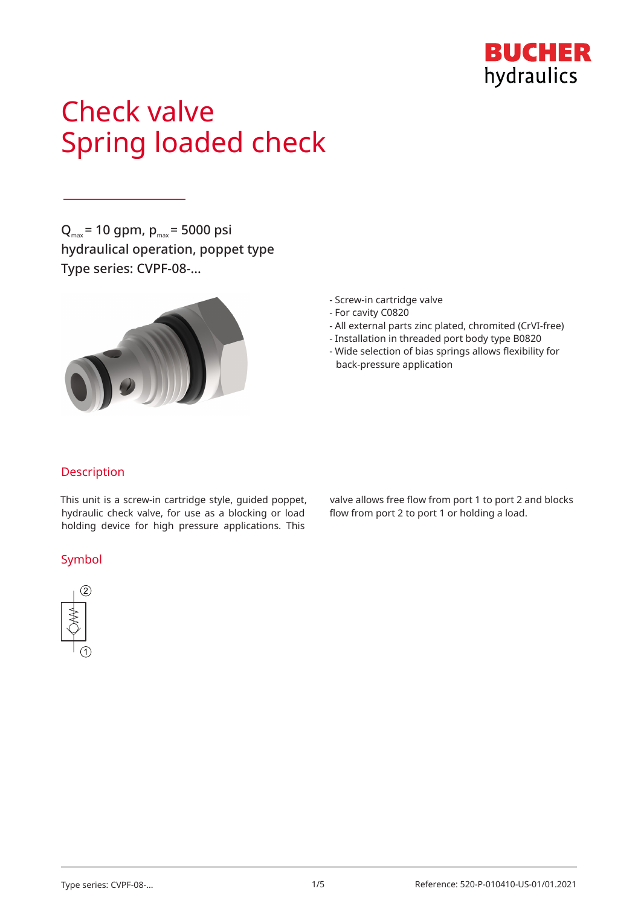# Check valve
# Spring loaded check

$Q_{max}$ = 10 gpm, $p_{max}$ = 5000 psi
hydraulical operation, poppet type
Type series: CVPF-08-...

- Screw-in cartridge valve
- For cavity C0820
- All external parts zinc plated, chromited (CrVI-free)
- Installation in threaded port body type B0820
- Wide selection of bias springs allows flexibility for back-pressure application

## Description

This unit is a screw-in cartridge style, guided poppet, hydraulic check valve, for use as a blocking or load holding device for high pressure applications. This valve allows free flow from port 1 to port 2 and blocks flow from port 2 to port 1 or holding a load.

## Symbol

②

①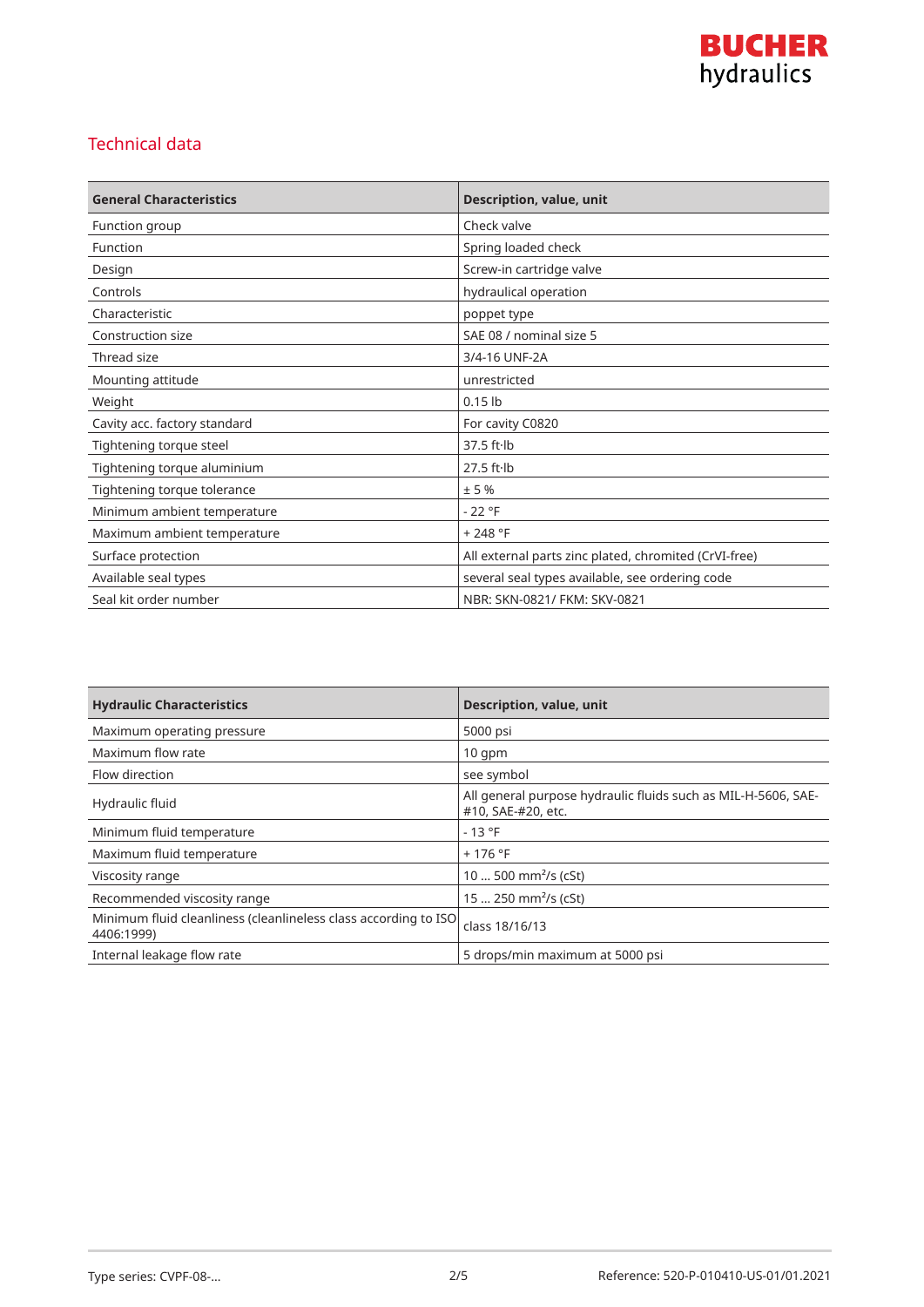## Technical data

| General Characteristics | Description, value, unit |
|---|---|
| Function group | Check valve |
| Function | Spring loaded check |
| Design | Screw-in cartridge valve |
| Controls | hydraulical operation |
| Characteristic | poppet type |
| Construction size | SAE 08 / nominal size 5 |
| Thread size | 3/4-16 UNF-2A |
| Mounting attitude | unrestricted |
| Weight | 0.15 lb |
| Cavity acc. factory standard | For cavity C0820 |
| Tightening torque steel | 37.5 ft·lb |
| Tightening torque aluminium | 27.5 ft·lb |
| Tightening torque tolerance | ± 5 % |
| Minimum ambient temperature | - 22 °F |
| Maximum ambient temperature | + 248 °F |
| Surface protection | All external parts zinc plated, chromited (CrVI-free) |
| Available seal types | several seal types available, see ordering code |
| Seal kit order number | NBR: SKN-0821/ FKM: SKV-0821 |

| Hydraulic Characteristics | Description, value, unit |
|---|---|
| Maximum operating pressure | 5000 psi |
| Maximum flow rate | 10 gpm |
| Flow direction | see symbol |
| Hydraulic fluid | All general purpose hydraulic fluids such as MIL-H-5606, SAE-#10, SAE-#20, etc. |
| Minimum fluid temperature | - 13 °F |
| Maximum fluid temperature | + 176 °F |
| Viscosity range | 10 ... 500 $mm^2/s$ (cSt) |
| Recommended viscosity range | 15 ... 250 $mm^2/s$ (cSt) |
| Minimum fluid cleanliness (cleanlineless class according to ISO 4406:1999) | class 18/16/13 |
| Internal leakage flow rate | 5 drops/min maximum at 5000 psi |

Type series: CVPF-08-...

Reference: 520-P-010410-US-01/01.2021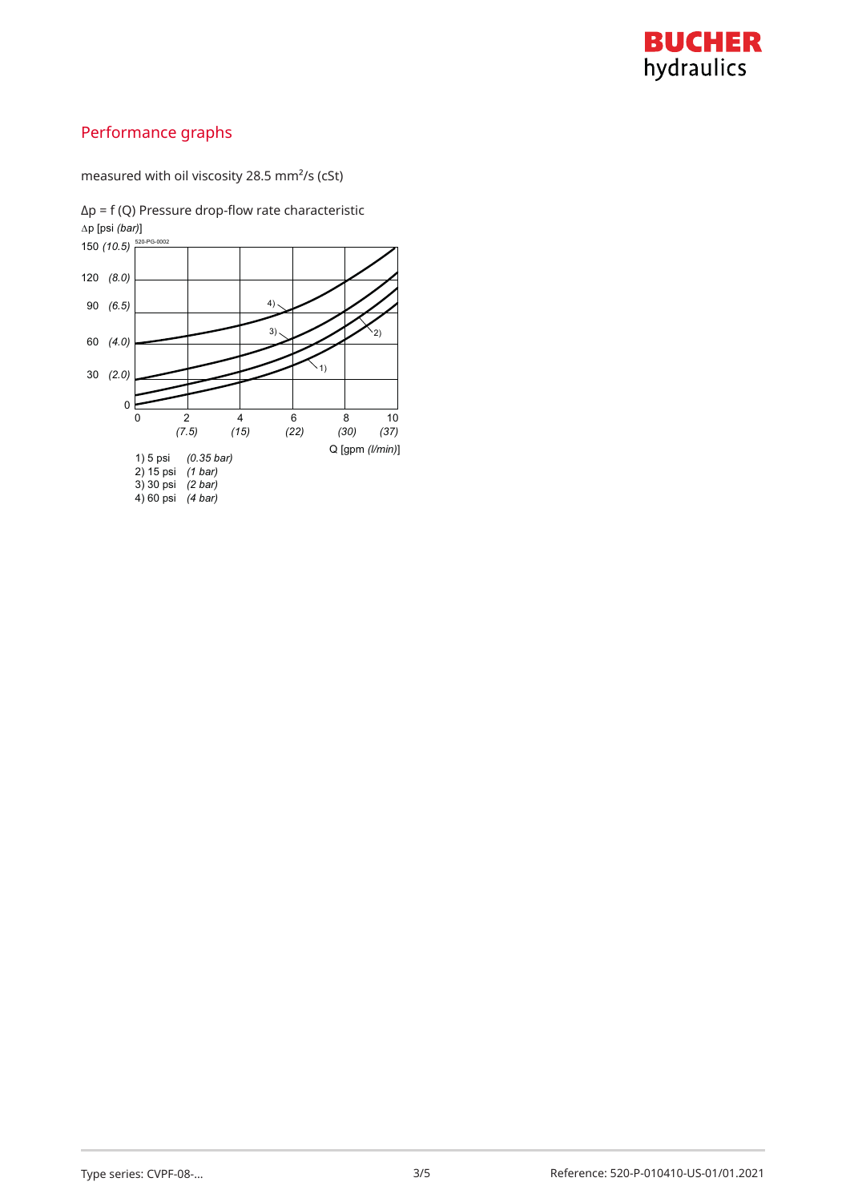## Performance graphs

measured with oil viscosity 28.5 mm²/s (cSt)

Δp = f (Q) Pressure drop-flow rate characteristic

Δp [psi *(bar)*]

Q [gpm *(l/min)*]

1) 5 psi *(0.35 bar)*
2) 15 psi *(1 bar)*
3) 30 psi *(2 bar)*
4) 60 psi *(4 bar)*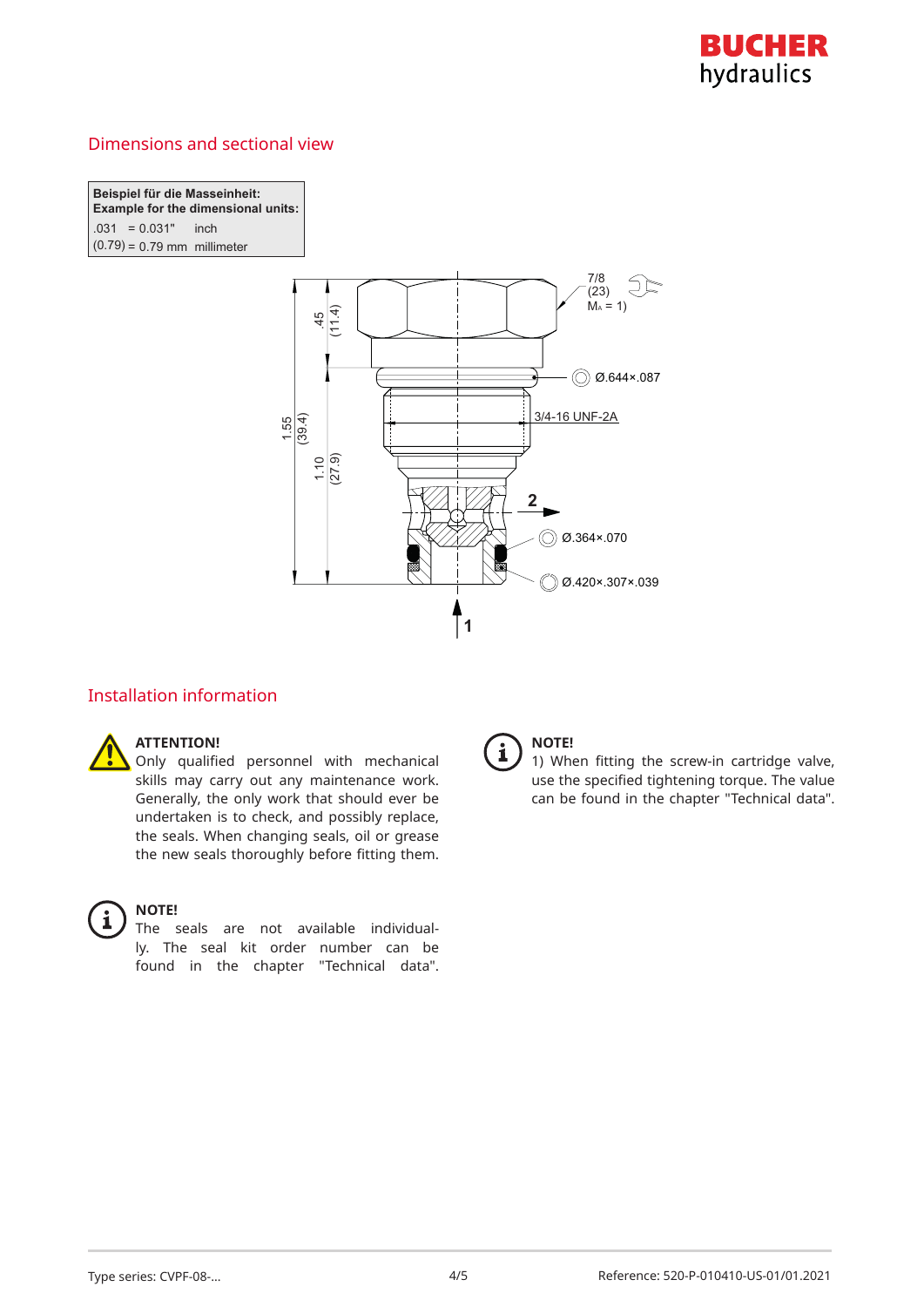## Dimensions and sectional view

| Beispiel für die Masseinheit: Example for the dimensional units: | |
|---|---|
| .031 = 0.031" | inch |
| (0.79) = 0.79 mm | millimeter |

7/8 (23) $M_A$ = 1)

Ø.644×.087

3/4-16 UNF-2A

Ø.364×.070

Ø.420×.307×.039

.45 (11.4)

1.55 (39.4)

1.10 (27.9)

2

1

## Installation information

**ATTENTION!**
Only qualified personnel with mechanical skills may carry out any maintenance work. Generally, the only work that should ever be undertaken is to check, and possibly replace, the seals. When changing seals, oil or grease the new seals thoroughly before fitting them.

**NOTE!**
The seals are not available individually. The seal kit order number can be found in the chapter "Technical data".

**NOTE!**
1) When fitting the screw-in cartridge valve, use the specified tightening torque. The value can be found in the chapter "Technical data".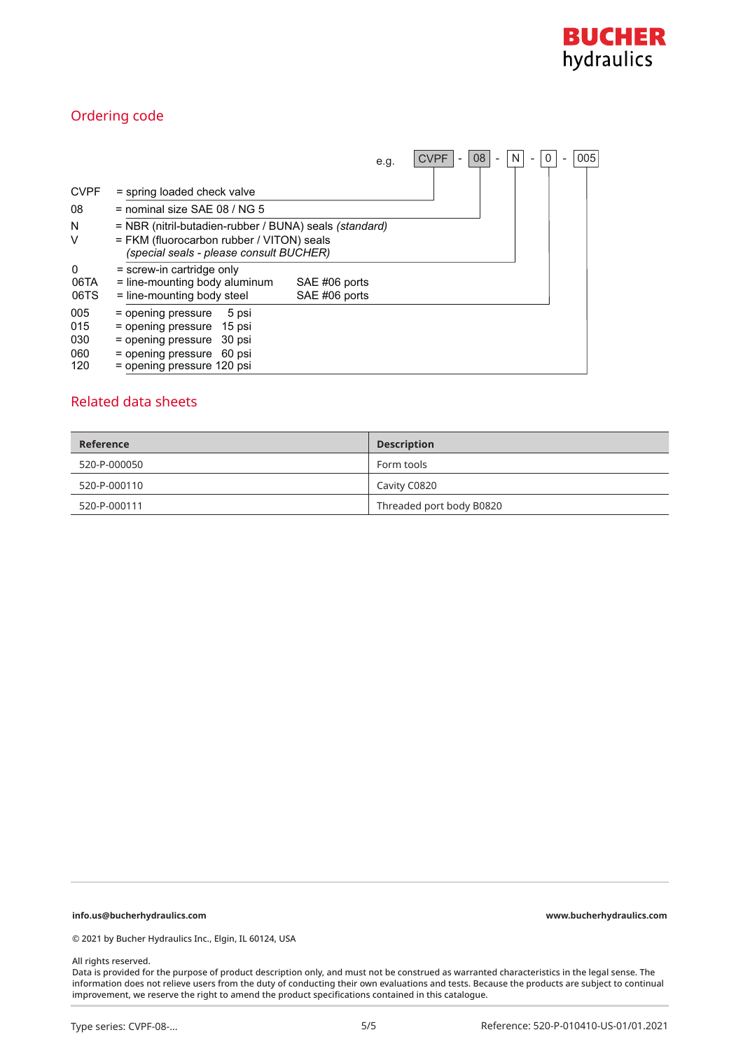## Ordering code

e.g. CVPF - 08 - N - 0 - 005

| | | |
|---|---|---|
| CVPF | = spring loaded check valve | |
| 08 | = nominal size SAE 08 / NG 5 | |
| N | = NBR (nitril-butadien-rubber / BUNA) seals *(standard)* | |
| V | = FKM (fluorocarbon rubber / VITON) seals *(special seals - please consult BUCHER)* | |
| 0 | = screw-in cartridge only | |
| 06TA | = line-mounting body aluminum | SAE #06 ports |
| 06TS | = line-mounting body steel | SAE #06 ports |
| 005 | = opening pressure 5 psi | |
| 015 | = opening pressure 15 psi | |
| 030 | = opening pressure 30 psi | |
| 060 | = opening pressure 60 psi | |
| 120 | = opening pressure 120 psi | |

## Related data sheets

| Reference | Description |
|---|---|
| 520-P-000050 | Form tools |
| 520-P-000110 | Cavity C0820 |
| 520-P-000111 | Threaded port body B0820 |

**info.us@bucherhydraulics.com**

**www.bucherhydraulics.com**

© 2021 by Bucher Hydraulics Inc., Elgin, IL 60124, USA

All rights reserved.
Data is provided for the purpose of product description only, and must not be construed as warranted characteristics in the legal sense. The information does not relieve users from the duty of conducting their own evaluations and tests. Because the products are subject to continual improvement, we reserve the right to amend the product specifications contained in this catalogue.

Type series: CVPF-08-...

Reference: 520-P-010410-US-01/01.2021